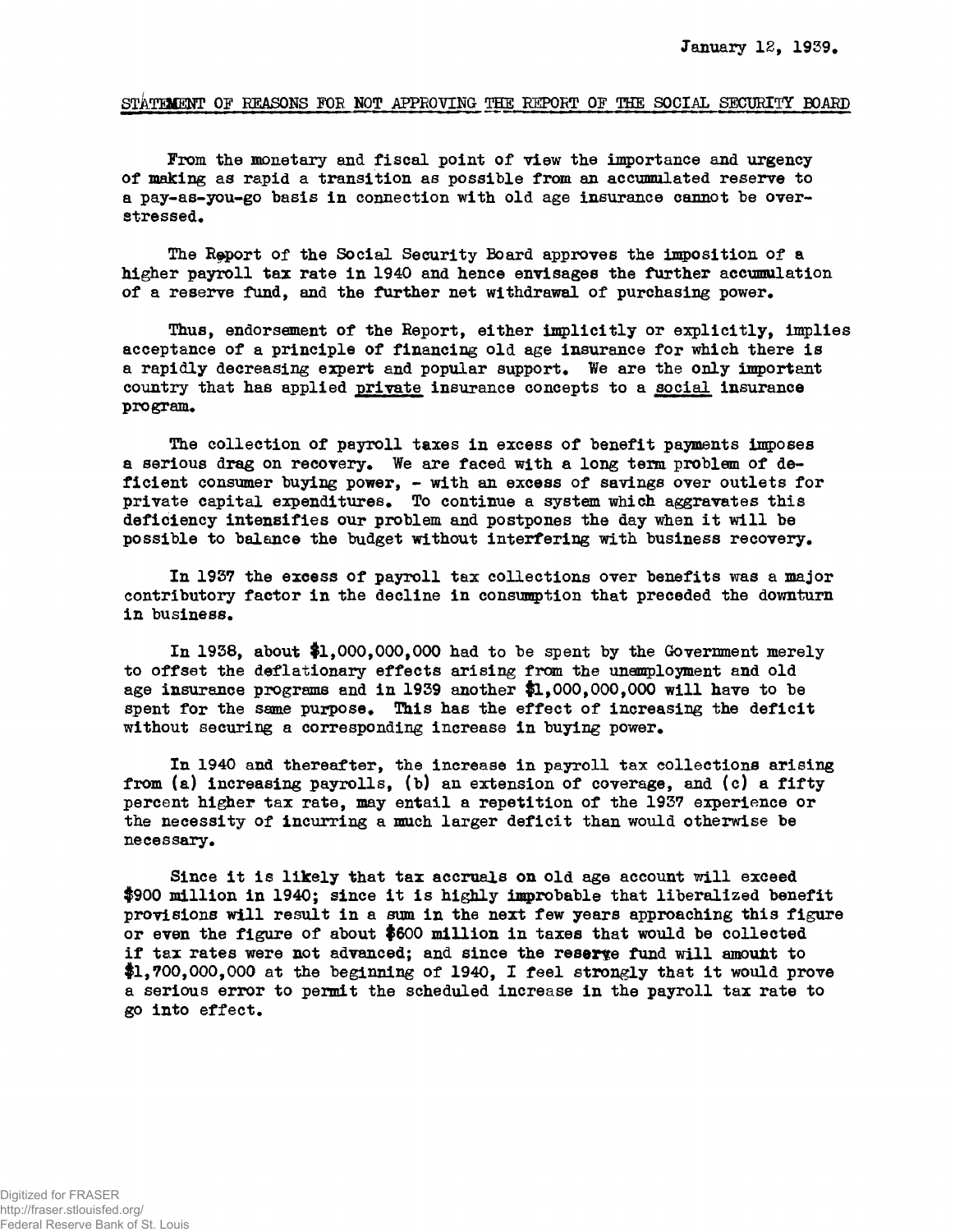January 12, 1939.

## STATEMENT OF REASONS FOR NOT APPROVING THE REPORT OF THE SOCIAL SECURITY BOARD

From the monetary and fiscal point of view the importance and urgency of making as rapid a transition as possible from an accumulated reserve to a pay-as-you-go basis in connection with old age insurance cannot be overstressed.

The Report of the Social Security Board approves the imposition of a higher payroll tax rate in 1940 and hence envisages the further accumulation of a reserve fund, and the further net withdrawal of purchasing power.

Thus, endorsement of the Report, either implicitly or explicitly, implies acceptance of a principle of financing old age insurance for which there is a rapidly decreasing expert and popular support. We are the only important country that has applied private insurance concepts to a social insurance program.

The collection of payroll taxes in excess of benefit payments imposes a serious drag on recovery. We are faced with a long term problem of deficient consumer buying power, - with an excess of savings over outlets for private capital expenditures. To continue a system which aggravates this deficiency intensifies our problem and postpones the day when it will be possible to balance the budget without interfering with business recovery.

In 1937 the excess of payroll tax collections over benefits was a major contributory factor in the decline in consumption that preceded the downturn in business.

In 1938, about $1,000,000,000 had to be spent by the Government merely to offset the deflationary effects arising from the unemployment and old age insurance programs and in 1939 another $1,000,000,000 will have to be spent for the same purpose. This has the effect of increasing the deficit without securing a corresponding increase in buying power.

In 1940 and thereafter, the increase in payroll tax collections arising from (a) increasing payrolls, (b) an extension of coverage, and (c) a fifty percent higher tax rate, may entail a repetition of the 1937 experience or the necessity of incurring a much larger deficit than would otherwise be necessary.

Since it is likely that tax accruals on old age account will exceed $900 million in 1940; since it is highly improbable that liberalized benefit provisions will result in a sum in the next few years approaching this figure or even the figure of about $600 million in taxes that would be collected if tax rates were not advanced; and since the reserve fund will amount to $1,700,000,000 at the beginning of 1940, I feel strongly that it would prove a serious error to permit the scheduled increase in the payroll tax rate to go into effect.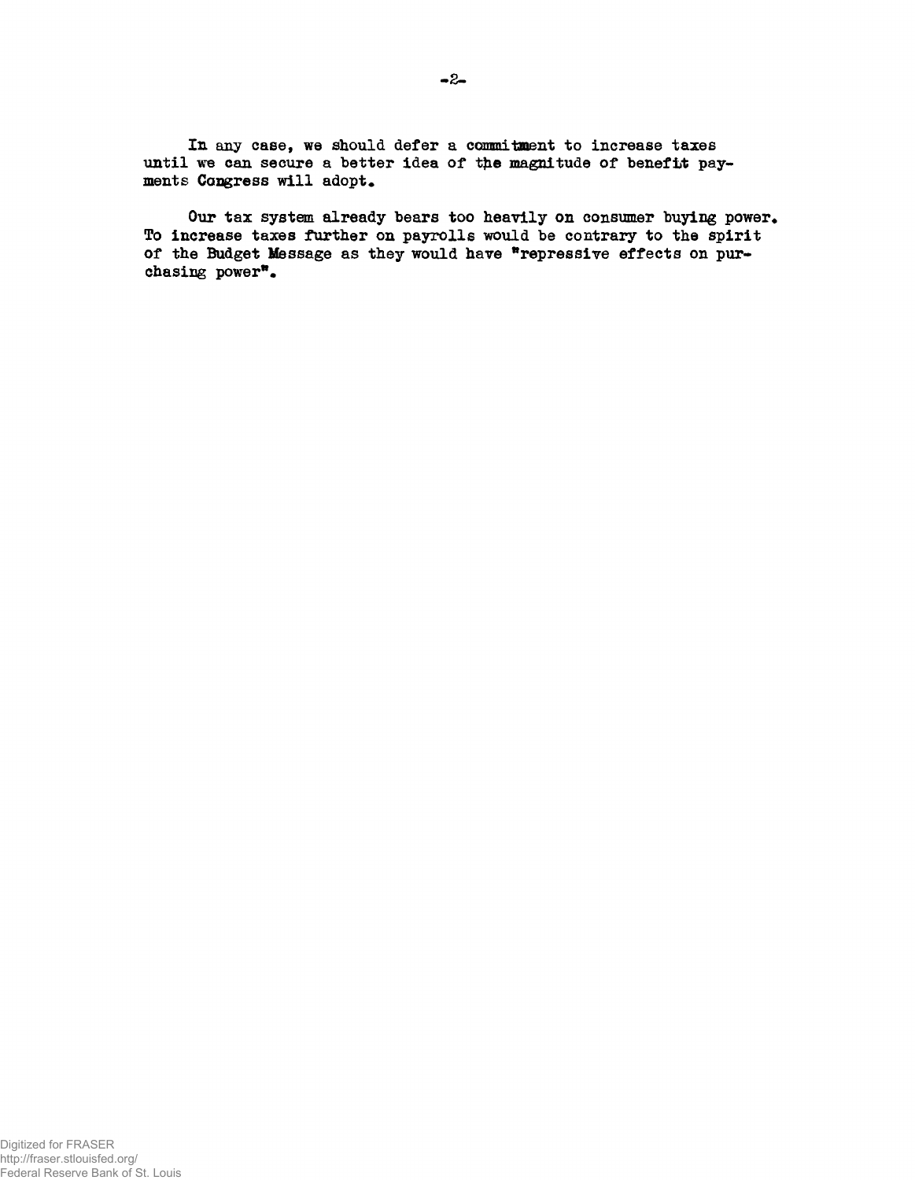In any case, we should defer a commitment to increase taxes until we can secure a better idea of the magnitude of benefit payments Congress will adopt.

Our tax system already bears too heavily on consumer buying power. To increase taxes further on payrolls would be contrary to the spirit of the Budget Message as they would have "repressive effects on purchasing power".